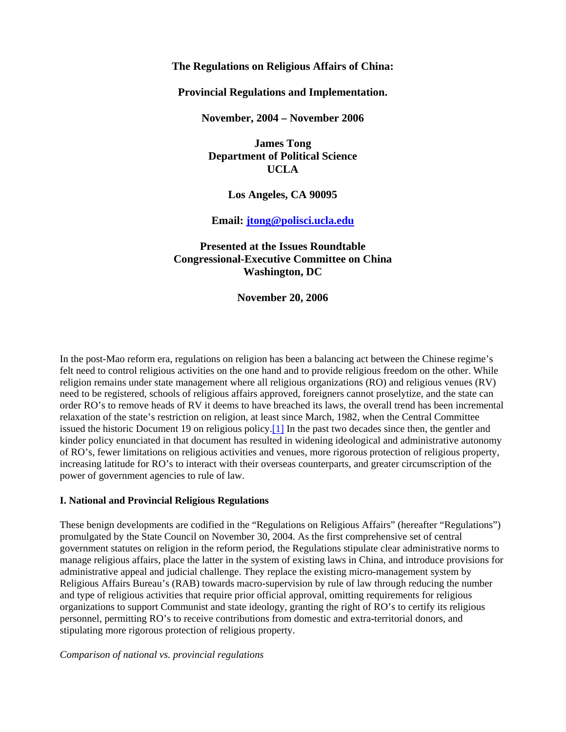**The Regulations on Religious Affairs of China:**

**Provincial Regulations and Implementation.**

**November, 2004 – November 2006**

**James Tong**
**Department of Political Science**
**UCLA**

**Los Angeles, CA 90095**

**Email: jtong@polisci.ucla.edu**

**Presented at the Issues Roundtable**
**Congressional-Executive Committee on China**
**Washington, DC**

**November 20, 2006**

In the post-Mao reform era, regulations on religion has been a balancing act between the Chinese regime's felt need to control religious activities on the one hand and to provide religious freedom on the other. While religion remains under state management where all religious organizations (RO) and religious venues (RV) need to be registered, schools of religious affairs approved, foreigners cannot proselytize, and the state can order RO's to remove heads of RV it deems to have breached its laws, the overall trend has been incremental relaxation of the state's restriction on religion, at least since March, 1982, when the Central Committee issued the historic Document 19 on religious policy.[1] In the past two decades since then, the gentler and kinder policy enunciated in that document has resulted in widening ideological and administrative autonomy of RO's, fewer limitations on religious activities and venues, more rigorous protection of religious property, increasing latitude for RO's to interact with their overseas counterparts, and greater circumscription of the power of government agencies to rule of law.

**I. National and Provincial Religious Regulations**

These benign developments are codified in the "Regulations on Religious Affairs" (hereafter "Regulations") promulgated by the State Council on November 30, 2004. As the first comprehensive set of central government statutes on religion in the reform period, the Regulations stipulate clear administrative norms to manage religious affairs, place the latter in the system of existing laws in China, and introduce provisions for administrative appeal and judicial challenge. They replace the existing micro-management system by Religious Affairs Bureau's (RAB) towards macro-supervision by rule of law through reducing the number and type of religious activities that require prior official approval, omitting requirements for religious organizations to support Communist and state ideology, granting the right of RO's to certify its religious personnel, permitting RO's to receive contributions from domestic and extra-territorial donors, and stipulating more rigorous protection of religious property.

*Comparison of national vs. provincial regulations*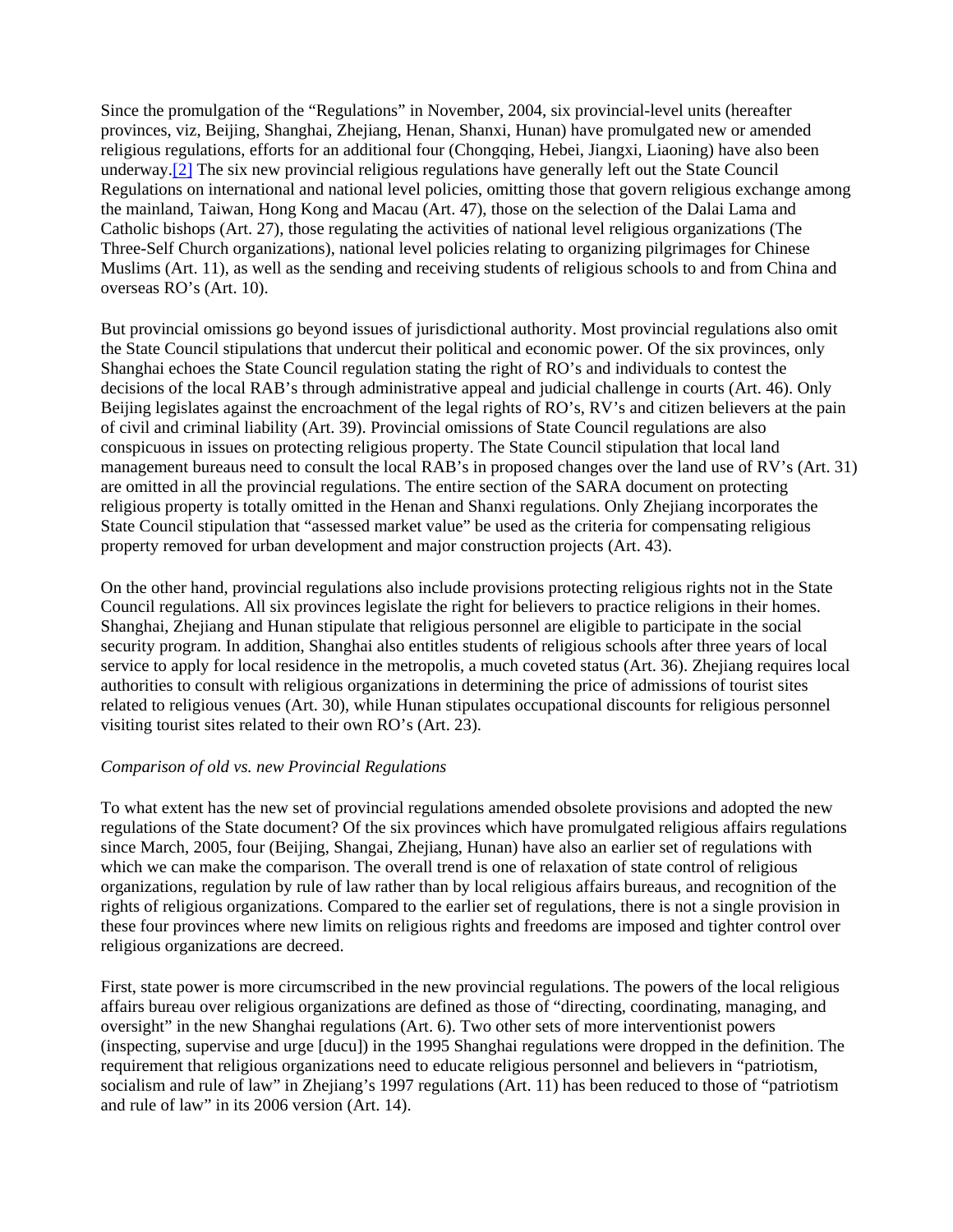Since the promulgation of the "Regulations" in November, 2004, six provincial-level units (hereafter provinces, viz, Beijing, Shanghai, Zhejiang, Henan, Shanxi, Hunan) have promulgated new or amended religious regulations, efforts for an additional four (Chongqing, Hebei, Jiangxi, Liaoning) have also been underway.[2] The six new provincial religious regulations have generally left out the State Council Regulations on international and national level policies, omitting those that govern religious exchange among the mainland, Taiwan, Hong Kong and Macau (Art. 47), those on the selection of the Dalai Lama and Catholic bishops (Art. 27), those regulating the activities of national level religious organizations (The Three-Self Church organizations), national level policies relating to organizing pilgrimages for Chinese Muslims (Art. 11), as well as the sending and receiving students of religious schools to and from China and overseas RO's (Art. 10).

But provincial omissions go beyond issues of jurisdictional authority. Most provincial regulations also omit the State Council stipulations that undercut their political and economic power. Of the six provinces, only Shanghai echoes the State Council regulation stating the right of RO's and individuals to contest the decisions of the local RAB's through administrative appeal and judicial challenge in courts (Art. 46). Only Beijing legislates against the encroachment of the legal rights of RO's, RV's and citizen believers at the pain of civil and criminal liability (Art. 39). Provincial omissions of State Council regulations are also conspicuous in issues on protecting religious property. The State Council stipulation that local land management bureaus need to consult the local RAB's in proposed changes over the land use of RV's (Art. 31) are omitted in all the provincial regulations. The entire section of the SARA document on protecting religious property is totally omitted in the Henan and Shanxi regulations. Only Zhejiang incorporates the State Council stipulation that "assessed market value" be used as the criteria for compensating religious property removed for urban development and major construction projects (Art. 43).

On the other hand, provincial regulations also include provisions protecting religious rights not in the State Council regulations. All six provinces legislate the right for believers to practice religions in their homes. Shanghai, Zhejiang and Hunan stipulate that religious personnel are eligible to participate in the social security program. In addition, Shanghai also entitles students of religious schools after three years of local service to apply for local residence in the metropolis, a much coveted status (Art. 36). Zhejiang requires local authorities to consult with religious organizations in determining the price of admissions of tourist sites related to religious venues (Art. 30), while Hunan stipulates occupational discounts for religious personnel visiting tourist sites related to their own RO's (Art. 23).

*Comparison of old vs. new Provincial Regulations*

To what extent has the new set of provincial regulations amended obsolete provisions and adopted the new regulations of the State document? Of the six provinces which have promulgated religious affairs regulations since March, 2005, four (Beijing, Shangai, Zhejiang, Hunan) have also an earlier set of regulations with which we can make the comparison. The overall trend is one of relaxation of state control of religious organizations, regulation by rule of law rather than by local religious affairs bureaus, and recognition of the rights of religious organizations. Compared to the earlier set of regulations, there is not a single provision in these four provinces where new limits on religious rights and freedoms are imposed and tighter control over religious organizations are decreed.

First, state power is more circumscribed in the new provincial regulations. The powers of the local religious affairs bureau over religious organizations are defined as those of "directing, coordinating, managing, and oversight" in the new Shanghai regulations (Art. 6). Two other sets of more interventionist powers (inspecting, supervise and urge [ducu]) in the 1995 Shanghai regulations were dropped in the definition. The requirement that religious organizations need to educate religious personnel and believers in "patriotism, socialism and rule of law" in Zhejiang's 1997 regulations (Art. 11) has been reduced to those of "patriotism and rule of law" in its 2006 version (Art. 14).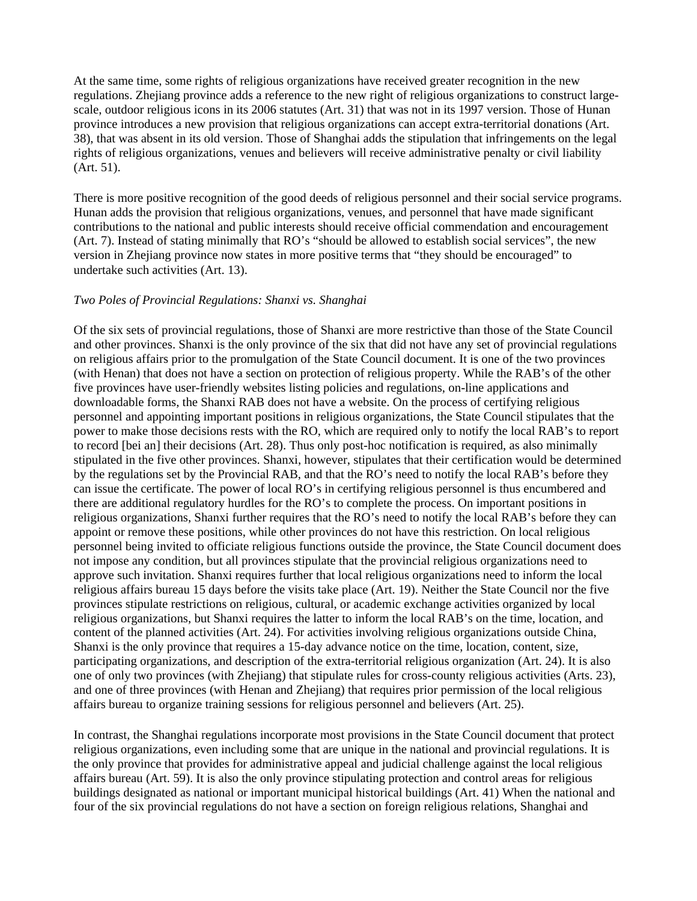At the same time, some rights of religious organizations have received greater recognition in the new regulations. Zhejiang province adds a reference to the new right of religious organizations to construct large-scale, outdoor religious icons in its 2006 statutes (Art. 31) that was not in its 1997 version. Those of Hunan province introduces a new provision that religious organizations can accept extra-territorial donations (Art. 38), that was absent in its old version. Those of Shanghai adds the stipulation that infringements on the legal rights of religious organizations, venues and believers will receive administrative penalty or civil liability (Art. 51).

There is more positive recognition of the good deeds of religious personnel and their social service programs. Hunan adds the provision that religious organizations, venues, and personnel that have made significant contributions to the national and public interests should receive official commendation and encouragement (Art. 7). Instead of stating minimally that RO's "should be allowed to establish social services", the new version in Zhejiang province now states in more positive terms that "they should be encouraged" to undertake such activities (Art. 13).

*Two Poles of Provincial Regulations: Shanxi vs. Shanghai*

Of the six sets of provincial regulations, those of Shanxi are more restrictive than those of the State Council and other provinces. Shanxi is the only province of the six that did not have any set of provincial regulations on religious affairs prior to the promulgation of the State Council document. It is one of the two provinces (with Henan) that does not have a section on protection of religious property. While the RAB's of the other five provinces have user-friendly websites listing policies and regulations, on-line applications and downloadable forms, the Shanxi RAB does not have a website. On the process of certifying religious personnel and appointing important positions in religious organizations, the State Council stipulates that the power to make those decisions rests with the RO, which are required only to notify the local RAB's to report to record [bei an] their decisions (Art. 28). Thus only post-hoc notification is required, as also minimally stipulated in the five other provinces. Shanxi, however, stipulates that their certification would be determined by the regulations set by the Provincial RAB, and that the RO's need to notify the local RAB's before they can issue the certificate. The power of local RO's in certifying religious personnel is thus encumbered and there are additional regulatory hurdles for the RO's to complete the process. On important positions in religious organizations, Shanxi further requires that the RO's need to notify the local RAB's before they can appoint or remove these positions, while other provinces do not have this restriction. On local religious personnel being invited to officiate religious functions outside the province, the State Council document does not impose any condition, but all provinces stipulate that the provincial religious organizations need to approve such invitation. Shanxi requires further that local religious organizations need to inform the local religious affairs bureau 15 days before the visits take place (Art. 19). Neither the State Council nor the five provinces stipulate restrictions on religious, cultural, or academic exchange activities organized by local religious organizations, but Shanxi requires the latter to inform the local RAB's on the time, location, and content of the planned activities (Art. 24). For activities involving religious organizations outside China, Shanxi is the only province that requires a 15-day advance notice on the time, location, content, size, participating organizations, and description of the extra-territorial religious organization (Art. 24). It is also one of only two provinces (with Zhejiang) that stipulate rules for cross-county religious activities (Arts. 23), and one of three provinces (with Henan and Zhejiang) that requires prior permission of the local religious affairs bureau to organize training sessions for religious personnel and believers (Art. 25).

In contrast, the Shanghai regulations incorporate most provisions in the State Council document that protect religious organizations, even including some that are unique in the national and provincial regulations. It is the only province that provides for administrative appeal and judicial challenge against the local religious affairs bureau (Art. 59). It is also the only province stipulating protection and control areas for religious buildings designated as national or important municipal historical buildings (Art. 41) When the national and four of the six provincial regulations do not have a section on foreign religious relations, Shanghai and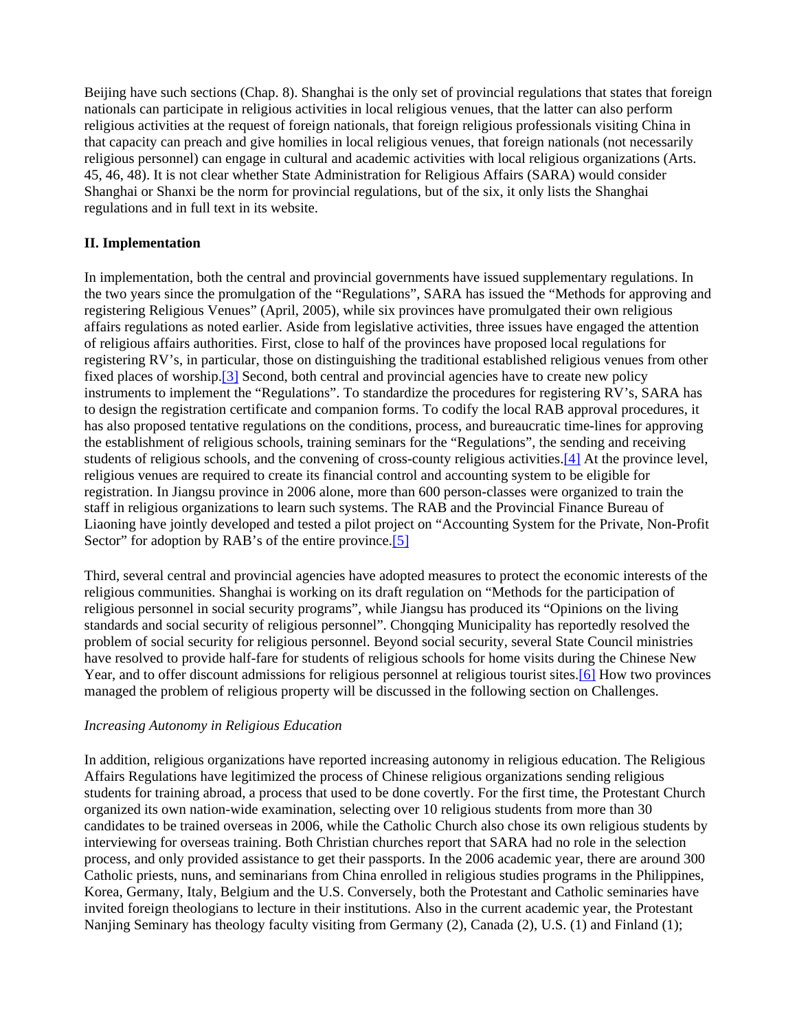Beijing have such sections (Chap. 8). Shanghai is the only set of provincial regulations that states that foreign nationals can participate in religious activities in local religious venues, that the latter can also perform religious activities at the request of foreign nationals, that foreign religious professionals visiting China in that capacity can preach and give homilies in local religious venues, that foreign nationals (not necessarily religious personnel) can engage in cultural and academic activities with local religious organizations (Arts. 45, 46, 48). It is not clear whether State Administration for Religious Affairs (SARA) would consider Shanghai or Shanxi be the norm for provincial regulations, but of the six, it only lists the Shanghai regulations and in full text in its website.

## II. Implementation

In implementation, both the central and provincial governments have issued supplementary regulations. In the two years since the promulgation of the "Regulations", SARA has issued the "Methods for approving and registering Religious Venues" (April, 2005), while six provinces have promulgated their own religious affairs regulations as noted earlier. Aside from legislative activities, three issues have engaged the attention of religious affairs authorities. First, close to half of the provinces have proposed local regulations for registering RV's, in particular, those on distinguishing the traditional established religious venues from other fixed places of worship.[3] Second, both central and provincial agencies have to create new policy instruments to implement the "Regulations". To standardize the procedures for registering RV's, SARA has to design the registration certificate and companion forms. To codify the local RAB approval procedures, it has also proposed tentative regulations on the conditions, process, and bureaucratic time-lines for approving the establishment of religious schools, training seminars for the "Regulations", the sending and receiving students of religious schools, and the convening of cross-county religious activities.[4] At the province level, religious venues are required to create its financial control and accounting system to be eligible for registration. In Jiangsu province in 2006 alone, more than 600 person-classes were organized to train the staff in religious organizations to learn such systems. The RAB and the Provincial Finance Bureau of Liaoning have jointly developed and tested a pilot project on "Accounting System for the Private, Non-Profit Sector" for adoption by RAB's of the entire province.[5]

Third, several central and provincial agencies have adopted measures to protect the economic interests of the religious communities. Shanghai is working on its draft regulation on "Methods for the participation of religious personnel in social security programs", while Jiangsu has produced its "Opinions on the living standards and social security of religious personnel". Chongqing Municipality has reportedly resolved the problem of social security for religious personnel. Beyond social security, several State Council ministries have resolved to provide half-fare for students of religious schools for home visits during the Chinese New Year, and to offer discount admissions for religious personnel at religious tourist sites.[6] How two provinces managed the problem of religious property will be discussed in the following section on Challenges.

### *Increasing Autonomy in Religious Education*

In addition, religious organizations have reported increasing autonomy in religious education. The Religious Affairs Regulations have legitimized the process of Chinese religious organizations sending religious students for training abroad, a process that used to be done covertly. For the first time, the Protestant Church organized its own nation-wide examination, selecting over 10 religious students from more than 30 candidates to be trained overseas in 2006, while the Catholic Church also chose its own religious students by interviewing for overseas training. Both Christian churches report that SARA had no role in the selection process, and only provided assistance to get their passports. In the 2006 academic year, there are around 300 Catholic priests, nuns, and seminarians from China enrolled in religious studies programs in the Philippines, Korea, Germany, Italy, Belgium and the U.S. Conversely, both the Protestant and Catholic seminaries have invited foreign theologians to lecture in their institutions. Also in the current academic year, the Protestant Nanjing Seminary has theology faculty visiting from Germany (2), Canada (2), U.S. (1) and Finland (1);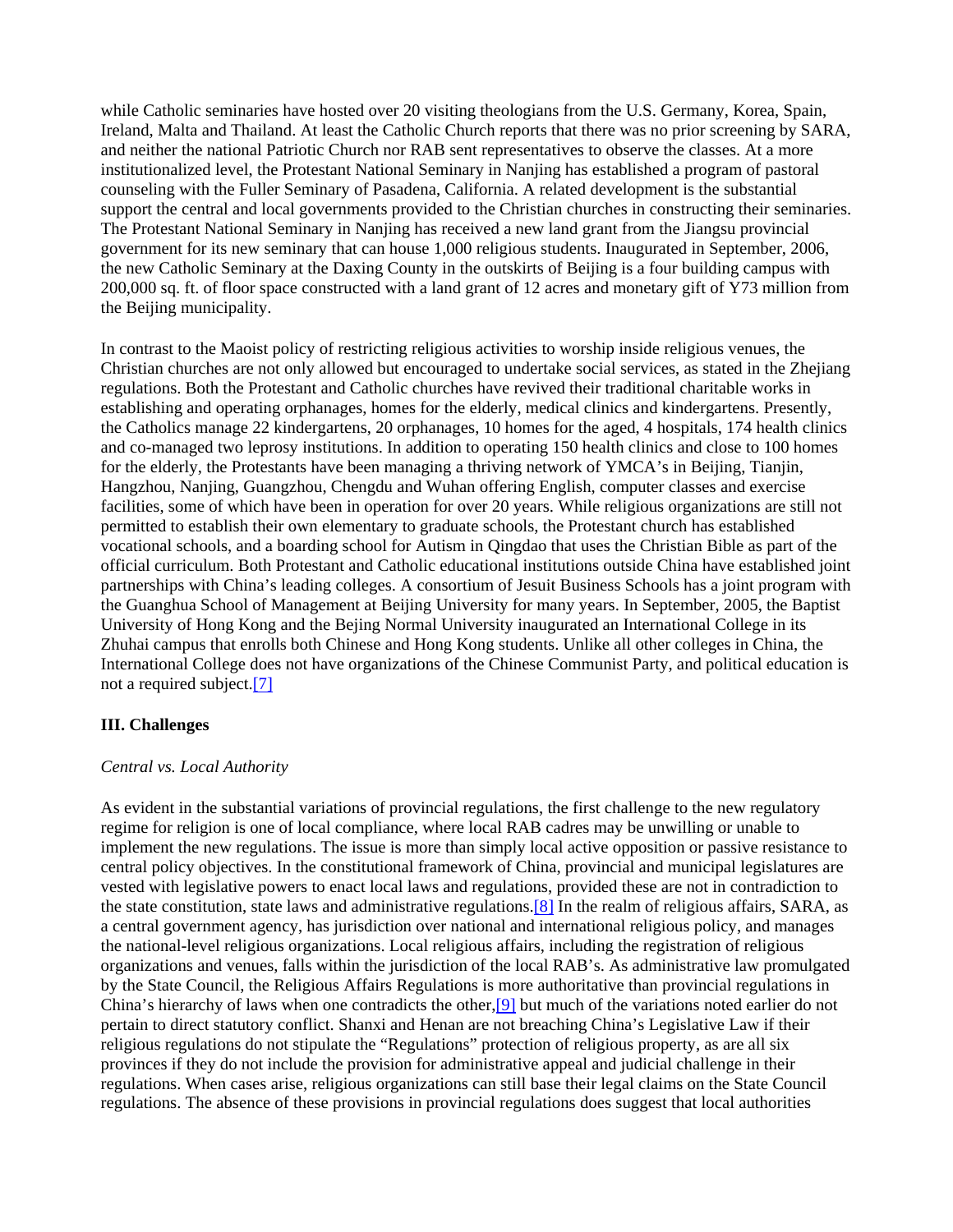while Catholic seminaries have hosted over 20 visiting theologians from the U.S. Germany, Korea, Spain, Ireland, Malta and Thailand. At least the Catholic Church reports that there was no prior screening by SARA, and neither the national Patriotic Church nor RAB sent representatives to observe the classes. At a more institutionalized level, the Protestant National Seminary in Nanjing has established a program of pastoral counseling with the Fuller Seminary of Pasadena, California. A related development is the substantial support the central and local governments provided to the Christian churches in constructing their seminaries. The Protestant National Seminary in Nanjing has received a new land grant from the Jiangsu provincial government for its new seminary that can house 1,000 religious students. Inaugurated in September, 2006, the new Catholic Seminary at the Daxing County in the outskirts of Beijing is a four building campus with 200,000 sq. ft. of floor space constructed with a land grant of 12 acres and monetary gift of Y73 million from the Beijing municipality.

In contrast to the Maoist policy of restricting religious activities to worship inside religious venues, the Christian churches are not only allowed but encouraged to undertake social services, as stated in the Zhejiang regulations. Both the Protestant and Catholic churches have revived their traditional charitable works in establishing and operating orphanages, homes for the elderly, medical clinics and kindergartens. Presently, the Catholics manage 22 kindergartens, 20 orphanages, 10 homes for the aged, 4 hospitals, 174 health clinics and co-managed two leprosy institutions. In addition to operating 150 health clinics and close to 100 homes for the elderly, the Protestants have been managing a thriving network of YMCA's in Beijing, Tianjin, Hangzhou, Nanjing, Guangzhou, Chengdu and Wuhan offering English, computer classes and exercise facilities, some of which have been in operation for over 20 years. While religious organizations are still not permitted to establish their own elementary to graduate schools, the Protestant church has established vocational schools, and a boarding school for Autism in Qingdao that uses the Christian Bible as part of the official curriculum. Both Protestant and Catholic educational institutions outside China have established joint partnerships with China's leading colleges. A consortium of Jesuit Business Schools has a joint program with the Guanghua School of Management at Beijing University for many years. In September, 2005, the Baptist University of Hong Kong and the Bejing Normal University inaugurated an International College in its Zhuhai campus that enrolls both Chinese and Hong Kong students. Unlike all other colleges in China, the International College does not have organizations of the Chinese Communist Party, and political education is not a required subject.[7]

### III. Challenges

*Central vs. Local Authority*

As evident in the substantial variations of provincial regulations, the first challenge to the new regulatory regime for religion is one of local compliance, where local RAB cadres may be unwilling or unable to implement the new regulations. The issue is more than simply local active opposition or passive resistance to central policy objectives. In the constitutional framework of China, provincial and municipal legislatures are vested with legislative powers to enact local laws and regulations, provided these are not in contradiction to the state constitution, state laws and administrative regulations.[8] In the realm of religious affairs, SARA, as a central government agency, has jurisdiction over national and international religious policy, and manages the national-level religious organizations. Local religious affairs, including the registration of religious organizations and venues, falls within the jurisdiction of the local RAB's. As administrative law promulgated by the State Council, the Religious Affairs Regulations is more authoritative than provincial regulations in China's hierarchy of laws when one contradicts the other,[9] but much of the variations noted earlier do not pertain to direct statutory conflict. Shanxi and Henan are not breaching China's Legislative Law if their religious regulations do not stipulate the "Regulations" protection of religious property, as are all six provinces if they do not include the provision for administrative appeal and judicial challenge in their regulations. When cases arise, religious organizations can still base their legal claims on the State Council regulations. The absence of these provisions in provincial regulations does suggest that local authorities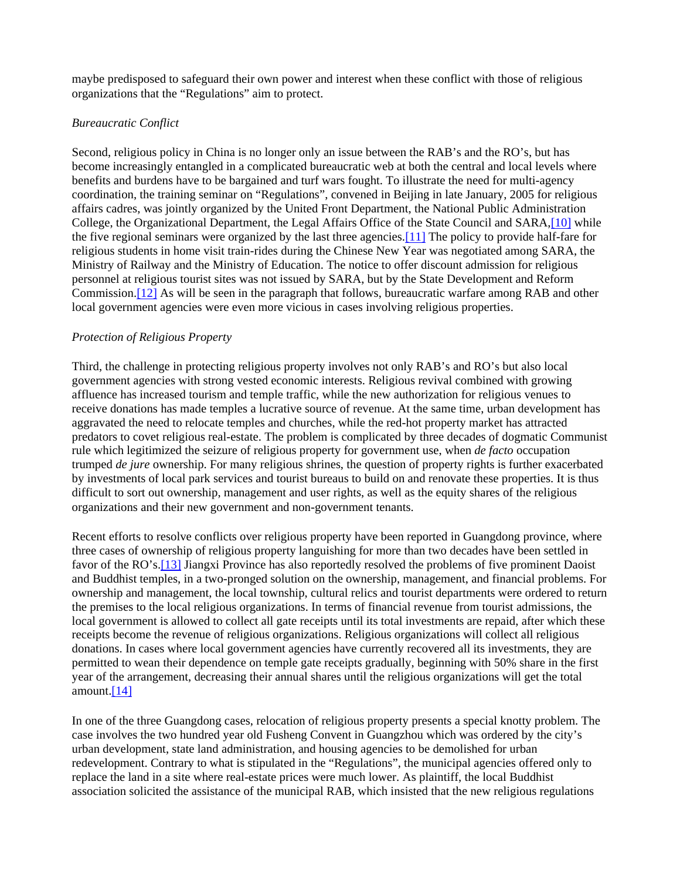maybe predisposed to safeguard their own power and interest when these conflict with those of religious organizations that the "Regulations" aim to protect.

*Bureaucratic Conflict*

Second, religious policy in China is no longer only an issue between the RAB's and the RO's, but has become increasingly entangled in a complicated bureaucratic web at both the central and local levels where benefits and burdens have to be bargained and turf wars fought. To illustrate the need for multi-agency coordination, the training seminar on "Regulations", convened in Beijing in late January, 2005 for religious affairs cadres, was jointly organized by the United Front Department, the National Public Administration College, the Organizational Department, the Legal Affairs Office of the State Council and SARA,[10] while the five regional seminars were organized by the last three agencies.[11] The policy to provide half-fare for religious students in home visit train-rides during the Chinese New Year was negotiated among SARA, the Ministry of Railway and the Ministry of Education. The notice to offer discount admission for religious personnel at religious tourist sites was not issued by SARA, but by the State Development and Reform Commission.[12] As will be seen in the paragraph that follows, bureaucratic warfare among RAB and other local government agencies were even more vicious in cases involving religious properties.

*Protection of Religious Property*

Third, the challenge in protecting religious property involves not only RAB's and RO's but also local government agencies with strong vested economic interests. Religious revival combined with growing affluence has increased tourism and temple traffic, while the new authorization for religious venues to receive donations has made temples a lucrative source of revenue. At the same time, urban development has aggravated the need to relocate temples and churches, while the red-hot property market has attracted predators to covet religious real-estate. The problem is complicated by three decades of dogmatic Communist rule which legitimized the seizure of religious property for government use, when *de facto* occupation trumped *de jure* ownership. For many religious shrines, the question of property rights is further exacerbated by investments of local park services and tourist bureaus to build on and renovate these properties. It is thus difficult to sort out ownership, management and user rights, as well as the equity shares of the religious organizations and their new government and non-government tenants.

Recent efforts to resolve conflicts over religious property have been reported in Guangdong province, where three cases of ownership of religious property languishing for more than two decades have been settled in favor of the RO's.[13] Jiangxi Province has also reportedly resolved the problems of five prominent Daoist and Buddhist temples, in a two-pronged solution on the ownership, management, and financial problems. For ownership and management, the local township, cultural relics and tourist departments were ordered to return the premises to the local religious organizations. In terms of financial revenue from tourist admissions, the local government is allowed to collect all gate receipts until its total investments are repaid, after which these receipts become the revenue of religious organizations. Religious organizations will collect all religious donations. In cases where local government agencies have currently recovered all its investments, they are permitted to wean their dependence on temple gate receipts gradually, beginning with 50% share in the first year of the arrangement, decreasing their annual shares until the religious organizations will get the total amount.[14]

In one of the three Guangdong cases, relocation of religious property presents a special knotty problem. The case involves the two hundred year old Fusheng Convent in Guangzhou which was ordered by the city's urban development, state land administration, and housing agencies to be demolished for urban redevelopment. Contrary to what is stipulated in the "Regulations", the municipal agencies offered only to replace the land in a site where real-estate prices were much lower. As plaintiff, the local Buddhist association solicited the assistance of the municipal RAB, which insisted that the new religious regulations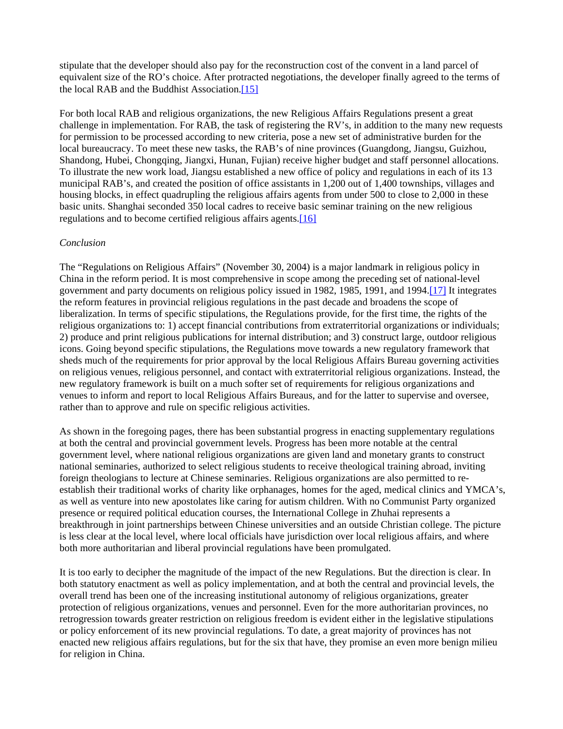stipulate that the developer should also pay for the reconstruction cost of the convent in a land parcel of equivalent size of the RO's choice. After protracted negotiations, the developer finally agreed to the terms of the local RAB and the Buddhist Association.[15]

For both local RAB and religious organizations, the new Religious Affairs Regulations present a great challenge in implementation. For RAB, the task of registering the RV's, in addition to the many new requests for permission to be processed according to new criteria, pose a new set of administrative burden for the local bureaucracy. To meet these new tasks, the RAB's of nine provinces (Guangdong, Jiangsu, Guizhou, Shandong, Hubei, Chongqing, Jiangxi, Hunan, Fujian) receive higher budget and staff personnel allocations. To illustrate the new work load, Jiangsu established a new office of policy and regulations in each of its 13 municipal RAB's, and created the position of office assistants in 1,200 out of 1,400 townships, villages and housing blocks, in effect quadrupling the religious affairs agents from under 500 to close to 2,000 in these basic units. Shanghai seconded 350 local cadres to receive basic seminar training on the new religious regulations and to become certified religious affairs agents.[16]

*Conclusion*

The "Regulations on Religious Affairs" (November 30, 2004) is a major landmark in religious policy in China in the reform period. It is most comprehensive in scope among the preceding set of national-level government and party documents on religious policy issued in 1982, 1985, 1991, and 1994.[17] It integrates the reform features in provincial religious regulations in the past decade and broadens the scope of liberalization. In terms of specific stipulations, the Regulations provide, for the first time, the rights of the religious organizations to: 1) accept financial contributions from extraterritorial organizations or individuals; 2) produce and print religious publications for internal distribution; and 3) construct large, outdoor religious icons. Going beyond specific stipulations, the Regulations move towards a new regulatory framework that sheds much of the requirements for prior approval by the local Religious Affairs Bureau governing activities on religious venues, religious personnel, and contact with extraterritorial religious organizations. Instead, the new regulatory framework is built on a much softer set of requirements for religious organizations and venues to inform and report to local Religious Affairs Bureaus, and for the latter to supervise and oversee, rather than to approve and rule on specific religious activities.

As shown in the foregoing pages, there has been substantial progress in enacting supplementary regulations at both the central and provincial government levels. Progress has been more notable at the central government level, where national religious organizations are given land and monetary grants to construct national seminaries, authorized to select religious students to receive theological training abroad, inviting foreign theologians to lecture at Chinese seminaries. Religious organizations are also permitted to re-establish their traditional works of charity like orphanages, homes for the aged, medical clinics and YMCA's, as well as venture into new apostolates like caring for autism children. With no Communist Party organized presence or required political education courses, the International College in Zhuhai represents a breakthrough in joint partnerships between Chinese universities and an outside Christian college. The picture is less clear at the local level, where local officials have jurisdiction over local religious affairs, and where both more authoritarian and liberal provincial regulations have been promulgated.

It is too early to decipher the magnitude of the impact of the new Regulations. But the direction is clear. In both statutory enactment as well as policy implementation, and at both the central and provincial levels, the overall trend has been one of the increasing institutional autonomy of religious organizations, greater protection of religious organizations, venues and personnel. Even for the more authoritarian provinces, no retrogression towards greater restriction on religious freedom is evident either in the legislative stipulations or policy enforcement of its new provincial regulations. To date, a great majority of provinces has not enacted new religious affairs regulations, but for the six that have, they promise an even more benign milieu for religion in China.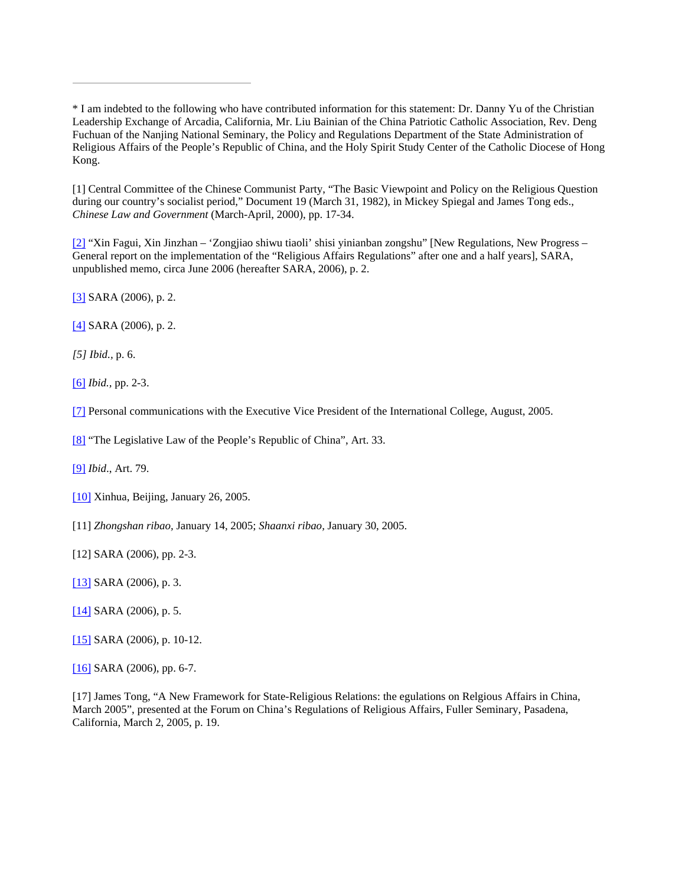---

* I am indebted to the following who have contributed information for this statement: Dr. Danny Yu of the Christian Leadership Exchange of Arcadia, California, Mr. Liu Bainian of the China Patriotic Catholic Association, Rev. Deng Fuchuan of the Nanjing National Seminary, the Policy and Regulations Department of the State Administration of Religious Affairs of the People's Republic of China, and the Holy Spirit Study Center of the Catholic Diocese of Hong Kong.

[1] Central Committee of the Chinese Communist Party, "The Basic Viewpoint and Policy on the Religious Question during our country's socialist period," Document 19 (March 31, 1982), in Mickey Spiegal and James Tong eds., *Chinese Law and Government* (March-April, 2000), pp. 17-34.

[2] "Xin Fagui, Xin Jinzhan – 'Zongjiao shiwu tiaoli' shisi yinianban zongshu" [New Regulations, New Progress – General report on the implementation of the "Religious Affairs Regulations" after one and a half years], SARA, unpublished memo, circa June 2006 (hereafter SARA, 2006), p. 2.

[3] SARA (2006), p. 2.

[4] SARA (2006), p. 2.

*[5] Ibid.*, p. 6.

[6] *Ibid.*, pp. 2-3.

[7] Personal communications with the Executive Vice President of the International College, August, 2005.

[8] "The Legislative Law of the People's Republic of China", Art. 33.

[9] *Ibid*., Art. 79.

[10] Xinhua, Beijing, January 26, 2005.

[11] *Zhongshan ribao,* January 14, 2005; *Shaanxi ribao,* January 30, 2005.

[12] SARA (2006), pp. 2-3.

[13] SARA (2006), p. 3.

[14] SARA (2006), p. 5.

[15] SARA (2006), p. 10-12.

[16] SARA (2006), pp. 6-7.

[17] James Tong, "A New Framework for State-Religious Relations: the egulations on Relgious Affairs in China, March 2005", presented at the Forum on China's Regulations of Religious Affairs, Fuller Seminary, Pasadena, California, March 2, 2005, p. 19.